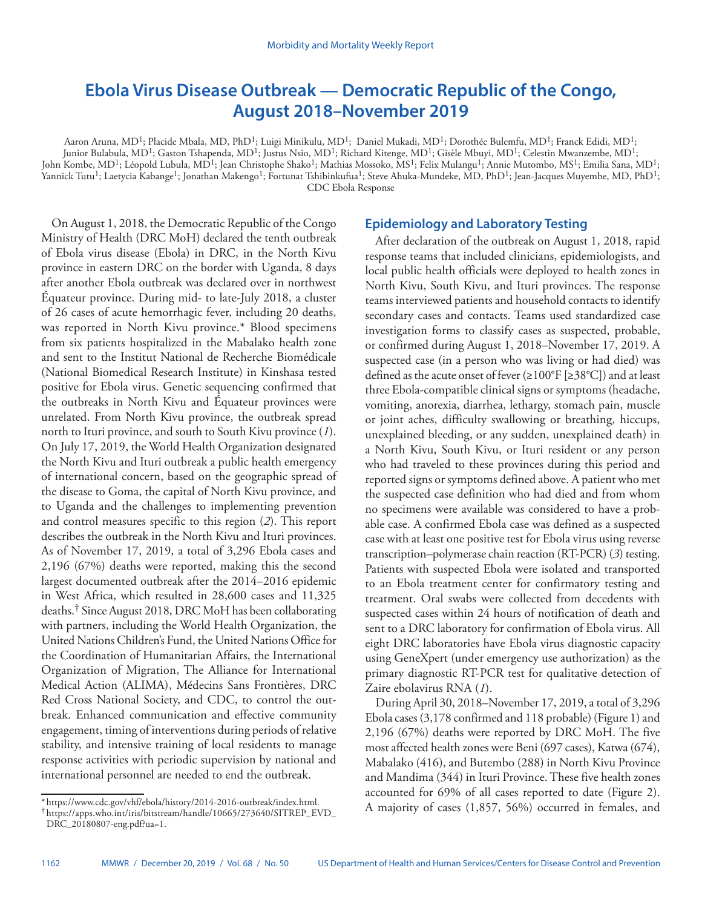# Ebola Virus Disease Outbreak — Democratic Republic of the Congo, August 2018–November 2019

Aaron Aruna, MD[1]; Placide Mbala, MD, PhD[1]; Luigi Minikulu, MD[1]; Daniel Mukadi, MD[1]; Dorothée Bulemfu, MD[1]; Franck Edidi, MD[1]; Junior Bulabula, MD[1]; Gaston Tshapenda, MD[1]; Justus Nsio, MD[1]; Richard Kitenge, MD[1]; Gisèle Mbuyi, MD[1]; Celestin Mwanzembe, MD[1]; John Kombe, MD[1]; Léopold Lubula, MD[1]; Jean Christophe Shako[1]; Mathias Mossoko, MS[1]; Felix Mulangu[1]; Annie Mutombo, MS[1]; Emilia Sana, MD[1]; Yannick Tutu[1]; Laetycia Kabange[1]; Jonathan Makengo[1]; Fortunat Tshibinkufua[1]; Steve Ahuka-Mundeke, MD, PhD[1]; Jean-Jacques Muyembe, MD, PhD[1]; CDC Ebola Response

On August 1, 2018, the Democratic Republic of the Congo Ministry of Health (DRC MoH) declared the tenth outbreak of Ebola virus disease (Ebola) in DRC, in the North Kivu province in eastern DRC on the border with Uganda, 8 days after another Ebola outbreak was declared over in northwest Équateur province. During mid- to late-July 2018, a cluster of 26 cases of acute hemorrhagic fever, including 20 deaths, was reported in North Kivu province.* Blood specimens from six patients hospitalized in the Mabalako health zone and sent to the Institut National de Recherche Biomédicale (National Biomedical Research Institute) in Kinshasa tested positive for Ebola virus. Genetic sequencing confirmed that the outbreaks in North Kivu and Équateur provinces were unrelated. From North Kivu province, the outbreak spread north to Ituri province, and south to South Kivu province (*1*). On July 17, 2019, the World Health Organization designated the North Kivu and Ituri outbreak a public health emergency of international concern, based on the geographic spread of the disease to Goma, the capital of North Kivu province, and to Uganda and the challenges to implementing prevention and control measures specific to this region (*2*). This report describes the outbreak in the North Kivu and Ituri provinces. As of November 17, 2019, a total of 3,296 Ebola cases and 2,196 (67%) deaths were reported, making this the second largest documented outbreak after the 2014–2016 epidemic in West Africa, which resulted in 28,600 cases and 11,325 deaths.† Since August 2018, DRC MoH has been collaborating with partners, including the World Health Organization, the United Nations Children's Fund, the United Nations Office for the Coordination of Humanitarian Affairs, the International Organization of Migration, The Alliance for International Medical Action (ALIMA), Médecins Sans Frontières, DRC Red Cross National Society, and CDC, to control the outbreak. Enhanced communication and effective community engagement, timing of interventions during periods of relative stability, and intensive training of local residents to manage response activities with periodic supervision by national and international personnel are needed to end the outbreak.

## Epidemiology and Laboratory Testing

After declaration of the outbreak on August 1, 2018, rapid response teams that included clinicians, epidemiologists, and local public health officials were deployed to health zones in North Kivu, South Kivu, and Ituri provinces. The response teams interviewed patients and household contacts to identify secondary cases and contacts. Teams used standardized case investigation forms to classify cases as suspected, probable, or confirmed during August 1, 2018–November 17, 2019. A suspected case (in a person who was living or had died) was defined as the acute onset of fever (≥100°F [≥38°C]) and at least three Ebola-compatible clinical signs or symptoms (headache, vomiting, anorexia, diarrhea, lethargy, stomach pain, muscle or joint aches, difficulty swallowing or breathing, hiccups, unexplained bleeding, or any sudden, unexplained death) in a North Kivu, South Kivu, or Ituri resident or any person who had traveled to these provinces during this period and reported signs or symptoms defined above. A patient who met the suspected case definition who had died and from whom no specimens were available was considered to have a probable case. A confirmed Ebola case was defined as a suspected case with at least one positive test for Ebola virus using reverse transcription–polymerase chain reaction (RT-PCR) (*3*) testing. Patients with suspected Ebola were isolated and transported to an Ebola treatment center for confirmatory testing and treatment. Oral swabs were collected from decedents with suspected cases within 24 hours of notification of death and sent to a DRC laboratory for confirmation of Ebola virus. All eight DRC laboratories have Ebola virus diagnostic capacity using GeneXpert (under emergency use authorization) as the primary diagnostic RT-PCR test for qualitative detection of Zaire ebolavirus RNA (*1*).

During April 30, 2018–November 17, 2019, a total of 3,296 Ebola cases (3,178 confirmed and 118 probable) (Figure 1) and 2,196 (67%) deaths were reported by DRC MoH. The five most affected health zones were Beni (697 cases), Katwa (674), Mabalako (416), and Butembo (288) in North Kivu Province and Mandima (344) in Ituri Province. These five health zones accounted for 69% of all cases reported to date (Figure 2). A majority of cases (1,857, 56%) occurred in females, and

---

\* https://www.cdc.gov/vhf/ebola/history/2014-2016-outbreak/index.html.

† https://apps.who.int/iris/bitstream/handle/10665/273640/SITREP_EVD_DRC_20180807-eng.pdf?ua=1.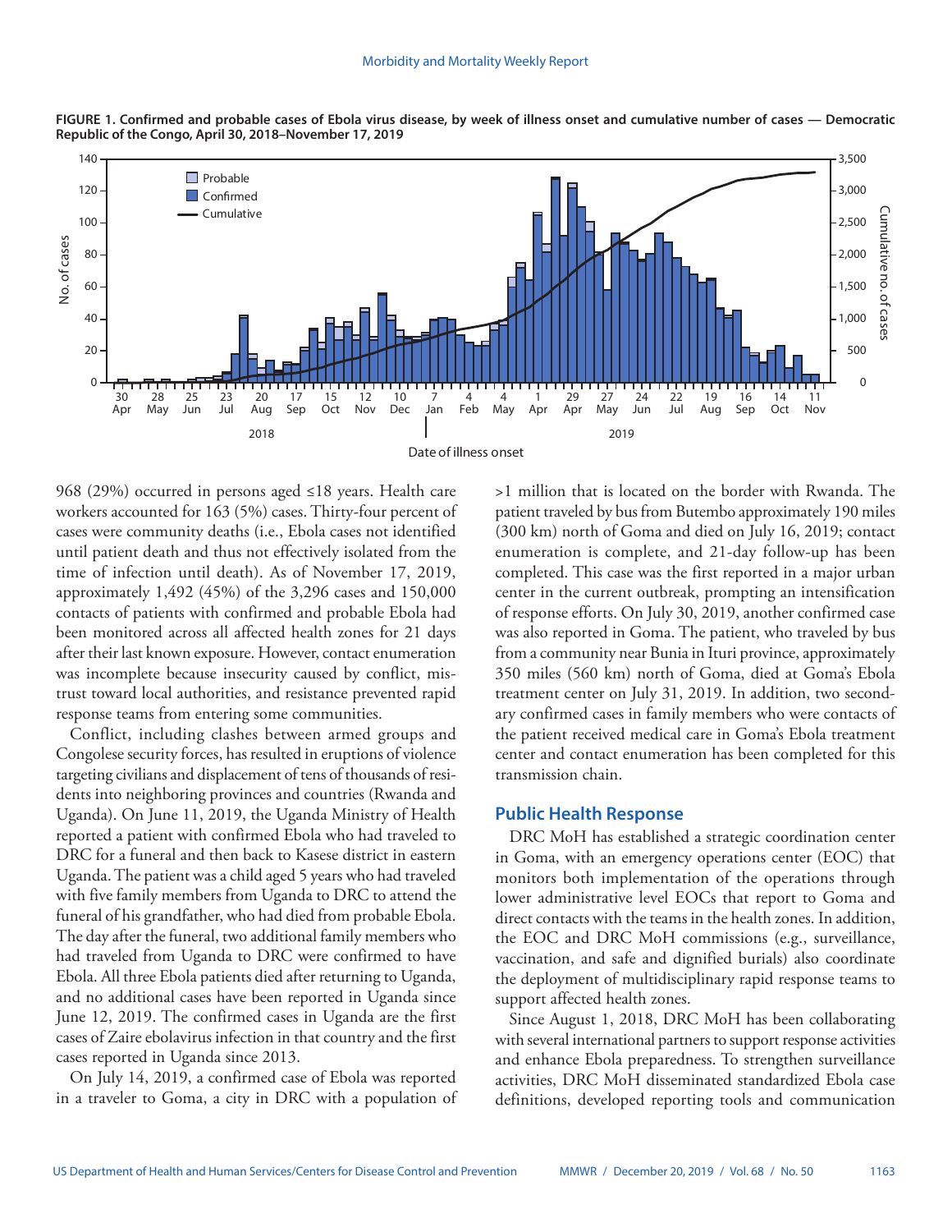**FIGURE 1. Confirmed and probable cases of Ebola virus disease, by week of illness onset and cumulative number of cases — Democratic Republic of the Congo, April 30, 2018–November 17, 2019**

968 (29%) occurred in persons aged ≤18 years. Health care workers accounted for 163 (5%) cases. Thirty-four percent of cases were community deaths (i.e., Ebola cases not identified until patient death and thus not effectively isolated from the time of infection until death). As of November 17, 2019, approximately 1,492 (45%) of the 3,296 cases and 150,000 contacts of patients with confirmed and probable Ebola had been monitored across all affected health zones for 21 days after their last known exposure. However, contact enumeration was incomplete because insecurity caused by conflict, mistrust toward local authorities, and resistance prevented rapid response teams from entering some communities.

Conflict, including clashes between armed groups and Congolese security forces, has resulted in eruptions of violence targeting civilians and displacement of tens of thousands of residents into neighboring provinces and countries (Rwanda and Uganda). On June 11, 2019, the Uganda Ministry of Health reported a patient with confirmed Ebola who had traveled to DRC for a funeral and then back to Kasese district in eastern Uganda. The patient was a child aged 5 years who had traveled with five family members from Uganda to DRC to attend the funeral of his grandfather, who had died from probable Ebola. The day after the funeral, two additional family members who had traveled from Uganda to DRC were confirmed to have Ebola. All three Ebola patients died after returning to Uganda, and no additional cases have been reported in Uganda since June 12, 2019. The confirmed cases in Uganda are the first cases of Zaire ebolavirus infection in that country and the first cases reported in Uganda since 2013.

On July 14, 2019, a confirmed case of Ebola was reported in a traveler to Goma, a city in DRC with a population of >1 million that is located on the border with Rwanda. The patient traveled by bus from Butembo approximately 190 miles (300 km) north of Goma and died on July 16, 2019; contact enumeration is complete, and 21-day follow-up has been completed. This case was the first reported in a major urban center in the current outbreak, prompting an intensification of response efforts. On July 30, 2019, another confirmed case was also reported in Goma. The patient, who traveled by bus from a community near Bunia in Ituri province, approximately 350 miles (560 km) north of Goma, died at Goma's Ebola treatment center on July 31, 2019. In addition, two secondary confirmed cases in family members who were contacts of the patient received medical care in Goma's Ebola treatment center and contact enumeration has been completed for this transmission chain.

## Public Health Response

DRC MoH has established a strategic coordination center in Goma, with an emergency operations center (EOC) that monitors both implementation of the operations through lower administrative level EOCs that report to Goma and direct contacts with the teams in the health zones. In addition, the EOC and DRC MoH commissions (e.g., surveillance, vaccination, and safe and dignified burials) also coordinate the deployment of multidisciplinary rapid response teams to support affected health zones.

Since August 1, 2018, DRC MoH has been collaborating with several international partners to support response activities and enhance Ebola preparedness. To strengthen surveillance activities, DRC MoH disseminated standardized Ebola case definitions, developed reporting tools and communication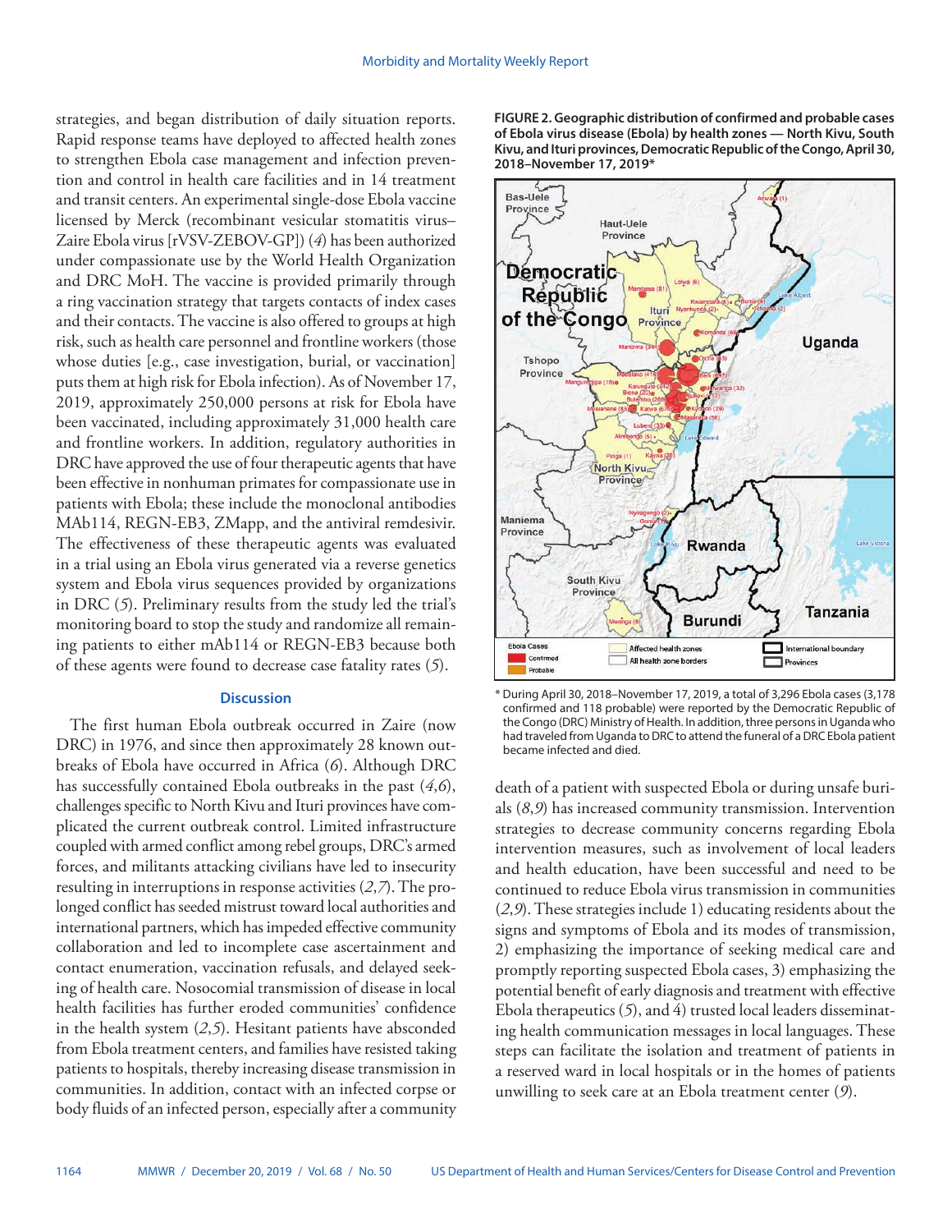strategies, and began distribution of daily situation reports. Rapid response teams have deployed to affected health zones to strengthen Ebola case management and infection prevention and control in health care facilities and in 14 treatment and transit centers. An experimental single-dose Ebola vaccine licensed by Merck (recombinant vesicular stomatitis virus–Zaire Ebola virus [rVSV-ZEBOV-GP]) (*4*) has been authorized under compassionate use by the World Health Organization and DRC MoH. The vaccine is provided primarily through a ring vaccination strategy that targets contacts of index cases and their contacts. The vaccine is also offered to groups at high risk, such as health care personnel and frontline workers (those whose duties [e.g., case investigation, burial, or vaccination] puts them at high risk for Ebola infection). As of November 17, 2019, approximately 250,000 persons at risk for Ebola have been vaccinated, including approximately 31,000 health care and frontline workers. In addition, regulatory authorities in DRC have approved the use of four therapeutic agents that have been effective in nonhuman primates for compassionate use in patients with Ebola; these include the monoclonal antibodies MAb114, REGN-EB3, ZMapp, and the antiviral remdesivir. The effectiveness of these therapeutic agents was evaluated in a trial using an Ebola virus generated via a reverse genetics system and Ebola virus sequences provided by organizations in DRC (*5*). Preliminary results from the study led the trial's monitoring board to stop the study and randomize all remaining patients to either mAb114 or REGN-EB3 because both of these agents were found to decrease case fatality rates (*5*).

## Discussion

The first human Ebola outbreak occurred in Zaire (now DRC) in 1976, and since then approximately 28 known outbreaks of Ebola have occurred in Africa (*6*). Although DRC has successfully contained Ebola outbreaks in the past (*4*,*6*), challenges specific to North Kivu and Ituri provinces have complicated the current outbreak control. Limited infrastructure coupled with armed conflict among rebel groups, DRC's armed forces, and militants attacking civilians have led to insecurity resulting in interruptions in response activities (*2*,*7*). The prolonged conflict has seeded mistrust toward local authorities and international partners, which has impeded effective community collaboration and led to incomplete case ascertainment and contact enumeration, vaccination refusals, and delayed seeking of health care. Nosocomial transmission of disease in local health facilities has further eroded communities' confidence in the health system (*2*,*5*). Hesitant patients have absconded from Ebola treatment centers, and families have resisted taking patients to hospitals, thereby increasing disease transmission in communities. In addition, contact with an infected corpse or body fluids of an infected person, especially after a community death of a patient with suspected Ebola or during unsafe burials (*8*,*9*) has increased community transmission. Intervention strategies to decrease community concerns regarding Ebola intervention measures, such as involvement of local leaders and health education, have been successful and need to be continued to reduce Ebola virus transmission in communities (*2*,*9*). These strategies include 1) educating residents about the signs and symptoms of Ebola and its modes of transmission, 2) emphasizing the importance of seeking medical care and promptly reporting suspected Ebola cases, 3) emphasizing the potential benefit of early diagnosis and treatment with effective Ebola therapeutics (*5*), and 4) trusted local leaders disseminating health communication messages in local languages. These steps can facilitate the isolation and treatment of patients in a reserved ward in local hospitals or in the homes of patients unwilling to seek care at an Ebola treatment center (*9*).

**FIGURE 2. Geographic distribution of confirmed and probable cases of Ebola virus disease (Ebola) by health zones — North Kivu, South Kivu, and Ituri provinces, Democratic Republic of the Congo, April 30, 2018–November 17, 2019***

\* During April 30, 2018–November 17, 2019, a total of 3,296 Ebola cases (3,178 confirmed and 118 probable) were reported by the Democratic Republic of the Congo (DRC) Ministry of Health. In addition, three persons in Uganda who had traveled from Uganda to DRC to attend the funeral of a DRC Ebola patient became infected and died.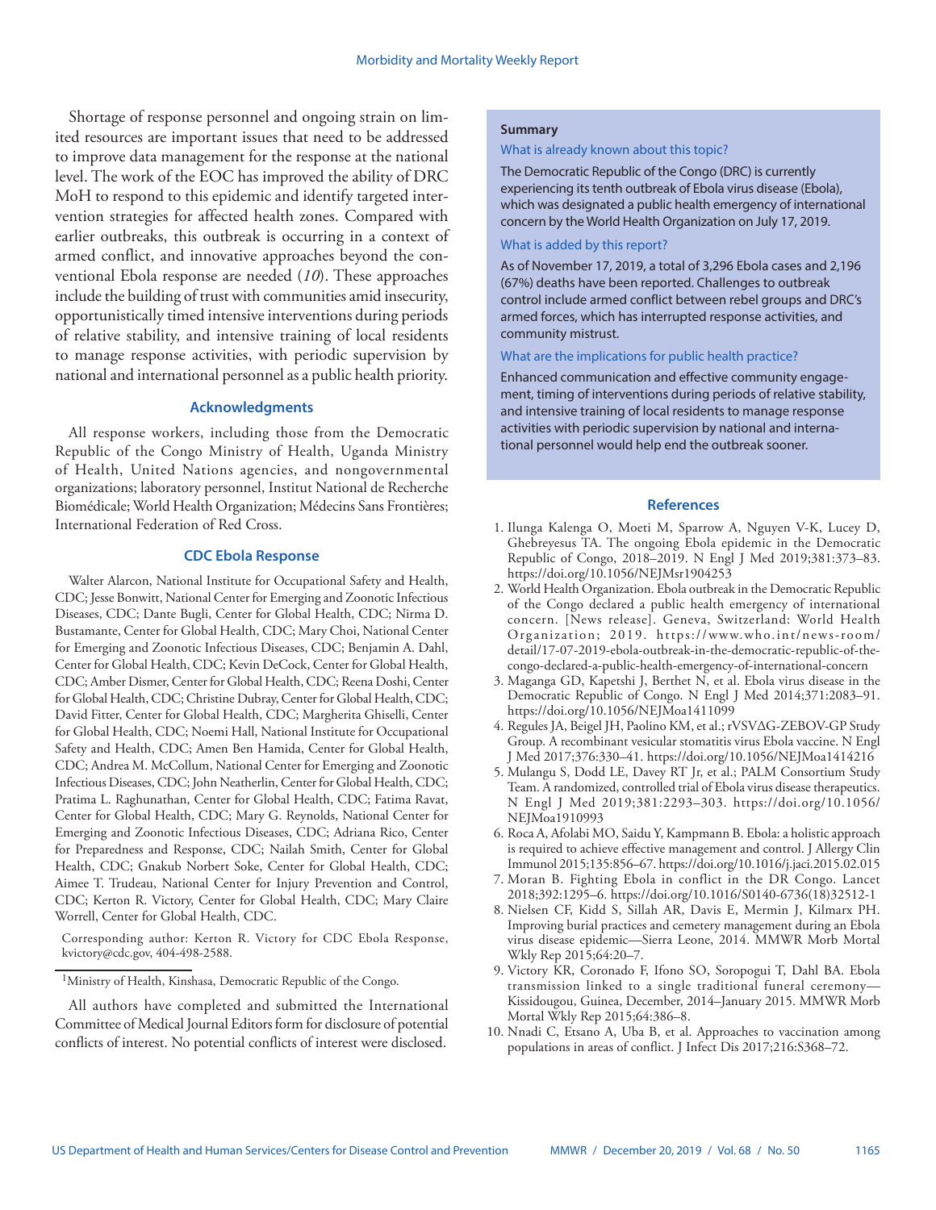Shortage of response personnel and ongoing strain on limited resources are important issues that need to be addressed to improve data management for the response at the national level. The work of the EOC has improved the ability of DRC MoH to respond to this epidemic and identify targeted intervention strategies for affected health zones. Compared with earlier outbreaks, this outbreak is occurring in a context of armed conflict, and innovative approaches beyond the conventional Ebola response are needed (*10*). These approaches include the building of trust with communities amid insecurity, opportunistically timed intensive interventions during periods of relative stability, and intensive training of local residents to manage response activities, with periodic supervision by national and international personnel as a public health priority.

## Acknowledgments

All response workers, including those from the Democratic Republic of the Congo Ministry of Health, Uganda Ministry of Health, United Nations agencies, and nongovernmental organizations; laboratory personnel, Institut National de Recherche Biomédicale; World Health Organization; Médecins Sans Frontières; International Federation of Red Cross.

## CDC Ebola Response

Walter Alarcon, National Institute for Occupational Safety and Health, CDC; Jesse Bonwitt, National Center for Emerging and Zoonotic Infectious Diseases, CDC; Dante Bugli, Center for Global Health, CDC; Nirma D. Bustamante, Center for Global Health, CDC; Mary Choi, National Center for Emerging and Zoonotic Infectious Diseases, CDC; Benjamin A. Dahl, Center for Global Health, CDC; Kevin DeCock, Center for Global Health, CDC; Amber Dismer, Center for Global Health, CDC; Reena Doshi, Center for Global Health, CDC; Christine Dubray, Center for Global Health, CDC; David Fitter, Center for Global Health, CDC; Margherita Ghiselli, Center for Global Health, CDC; Noemi Hall, National Institute for Occupational Safety and Health, CDC; Amen Ben Hamida, Center for Global Health, CDC; Andrea M. McCollum, National Center for Emerging and Zoonotic Infectious Diseases, CDC; John Neatherlin, Center for Global Health, CDC; Pratima L. Raghunathan, Center for Global Health, CDC; Fatima Ravat, Center for Global Health, CDC; Mary G. Reynolds, National Center for Emerging and Zoonotic Infectious Diseases, CDC; Adriana Rico, Center for Preparedness and Response, CDC; Nailah Smith, Center for Global Health, CDC; Gnakub Norbert Soke, Center for Global Health, CDC; Aimee T. Trudeau, National Center for Injury Prevention and Control, CDC; Kerton R. Victory, Center for Global Health, CDC; Mary Claire Worrell, Center for Global Health, CDC.

Corresponding author: Kerton R. Victory for CDC Ebola Response, kvictory@cdc.gov, 404-498-2588.

[1]Ministry of Health, Kinshasa, Democratic Republic of the Congo.

All authors have completed and submitted the International Committee of Medical Journal Editors form for disclosure of potential conflicts of interest. No potential conflicts of interest were disclosed.

**Summary**

What is already known about this topic?

The Democratic Republic of the Congo (DRC) is currently experiencing its tenth outbreak of Ebola virus disease (Ebola), which was designated a public health emergency of international concern by the World Health Organization on July 17, 2019.

What is added by this report?

As of November 17, 2019, a total of 3,296 Ebola cases and 2,196 (67%) deaths have been reported. Challenges to outbreak control include armed conflict between rebel groups and DRC's armed forces, which has interrupted response activities, and community mistrust.

What are the implications for public health practice?

Enhanced communication and effective community engagement, timing of interventions during periods of relative stability, and intensive training of local residents to manage response activities with periodic supervision by national and international personnel would help end the outbreak sooner.

## References

1. Ilunga Kalenga O, Moeti M, Sparrow A, Nguyen V-K, Lucey D, Ghebreyesus TA. The ongoing Ebola epidemic in the Democratic Republic of Congo, 2018–2019. N Engl J Med 2019;381:373–83. https://doi.org/10.1056/NEJMsr1904253
2. World Health Organization. Ebola outbreak in the Democratic Republic of the Congo declared a public health emergency of international concern. [News release]. Geneva, Switzerland: World Health Organization; 2019. https://www.who.int/news-room/detail/17-07-2019-ebola-outbreak-in-the-democratic-republic-of-the-congo-declared-a-public-health-emergency-of-international-concern
3. Maganga GD, Kapetshi J, Berthet N, et al. Ebola virus disease in the Democratic Republic of Congo. N Engl J Med 2014;371:2083–91. https://doi.org/10.1056/NEJMoa1411099
4. Regules JA, Beigel JH, Paolino KM, et al.; rVSVΔG-ZEBOV-GP Study Group. A recombinant vesicular stomatitis virus Ebola vaccine. N Engl J Med 2017;376:330–41. https://doi.org/10.1056/NEJMoa1414216
5. Mulangu S, Dodd LE, Davey RT Jr, et al.; PALM Consortium Study Team. A randomized, controlled trial of Ebola virus disease therapeutics. N Engl J Med 2019;381:2293–303. https://doi.org/10.1056/NEJMoa1910993
6. Roca A, Afolabi MO, Saidu Y, Kampmann B. Ebola: a holistic approach is required to achieve effective management and control. J Allergy Clin Immunol 2015;135:856–67. https://doi.org/10.1016/j.jaci.2015.02.015
7. Moran B. Fighting Ebola in conflict in the DR Congo. Lancet 2018;392:1295–6. https://doi.org/10.1016/S0140-6736(18)32512-1
8. Nielsen CF, Kidd S, Sillah AR, Davis E, Mermin J, Kilmarx PH. Improving burial practices and cemetery management during an Ebola virus disease epidemic—Sierra Leone, 2014. MMWR Morb Mortal Wkly Rep 2015;64:20–7.
9. Victory KR, Coronado F, Ifono SO, Soropogui T, Dahl BA. Ebola transmission linked to a single traditional funeral ceremony—Kissidougou, Guinea, December, 2014–January 2015. MMWR Morb Mortal Wkly Rep 2015;64:386–8.
10. Nnadi C, Etsano A, Uba B, et al. Approaches to vaccination among populations in areas of conflict. J Infect Dis 2017;216:S368–72.